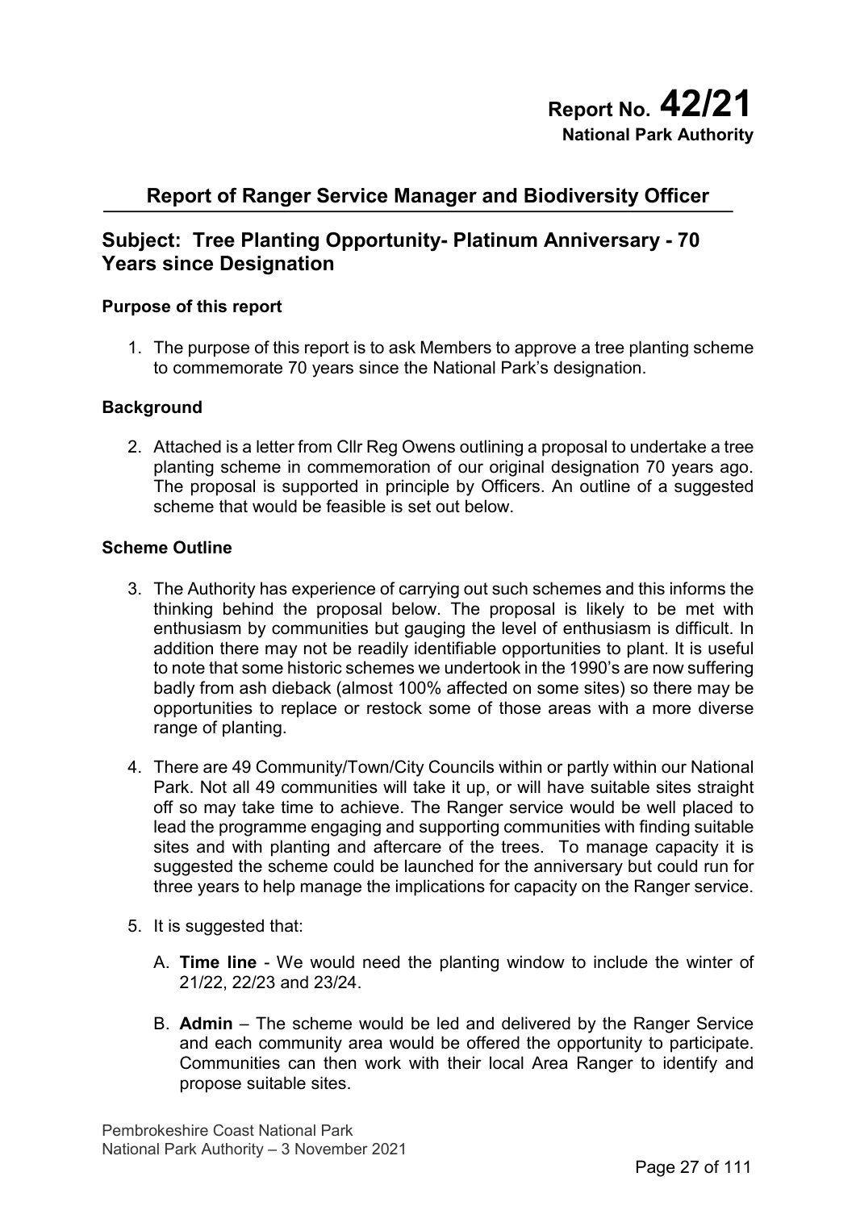**Report No. 42/21**
**National Park Authority**

## Report of Ranger Service Manager and Biodiversity Officer

## Subject: Tree Planting Opportunity- Platinum Anniversary - 70 Years since Designation

### Purpose of this report

1. The purpose of this report is to ask Members to approve a tree planting scheme to commemorate 70 years since the National Park's designation.

### Background

2. Attached is a letter from Cllr Reg Owens outlining a proposal to undertake a tree planting scheme in commemoration of our original designation 70 years ago. The proposal is supported in principle by Officers. An outline of a suggested scheme that would be feasible is set out below.

### Scheme Outline

3. The Authority has experience of carrying out such schemes and this informs the thinking behind the proposal below. The proposal is likely to be met with enthusiasm by communities but gauging the level of enthusiasm is difficult. In addition there may not be readily identifiable opportunities to plant. It is useful to note that some historic schemes we undertook in the 1990's are now suffering badly from ash dieback (almost 100% affected on some sites) so there may be opportunities to replace or restock some of those areas with a more diverse range of planting.

4. There are 49 Community/Town/City Councils within or partly within our National Park. Not all 49 communities will take it up, or will have suitable sites straight off so may take time to achieve. The Ranger service would be well placed to lead the programme engaging and supporting communities with finding suitable sites and with planting and aftercare of the trees. To manage capacity it is suggested the scheme could be launched for the anniversary but could run for three years to help manage the implications for capacity on the Ranger service.

5. It is suggested that:

   A. **Time line** - We would need the planting window to include the winter of 21/22, 22/23 and 23/24.

   B. **Admin** – The scheme would be led and delivered by the Ranger Service and each community area would be offered the opportunity to participate. Communities can then work with their local Area Ranger to identify and propose suitable sites.

Pembrokeshire Coast National Park
National Park Authority – 3 November 2021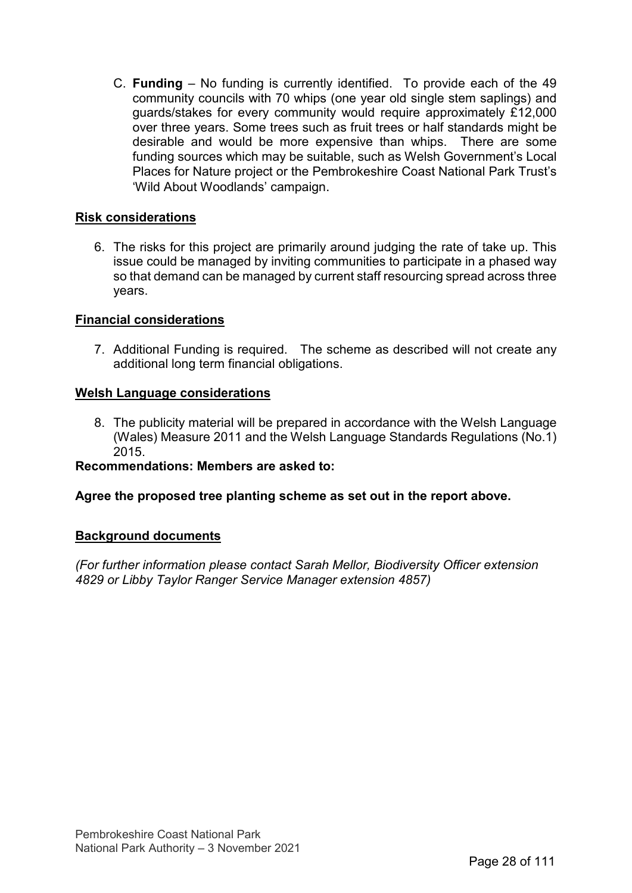C. **Funding** – No funding is currently identified. To provide each of the 49 community councils with 70 whips (one year old single stem saplings) and guards/stakes for every community would require approximately £12,000 over three years. Some trees such as fruit trees or half standards might be desirable and would be more expensive than whips. There are some funding sources which may be suitable, such as Welsh Government's Local Places for Nature project or the Pembrokeshire Coast National Park Trust's 'Wild About Woodlands' campaign.

## Risk considerations

6. The risks for this project are primarily around judging the rate of take up. This issue could be managed by inviting communities to participate in a phased way so that demand can be managed by current staff resourcing spread across three years.

## Financial considerations

7. Additional Funding is required. The scheme as described will not create any additional long term financial obligations.

## Welsh Language considerations

8. The publicity material will be prepared in accordance with the Welsh Language (Wales) Measure 2011 and the Welsh Language Standards Regulations (No.1) 2015.

**Recommendations: Members are asked to:**

**Agree the proposed tree planting scheme as set out in the report above.**

## Background documents

*(For further information please contact Sarah Mellor, Biodiversity Officer extension 4829 or Libby Taylor Ranger Service Manager extension 4857)*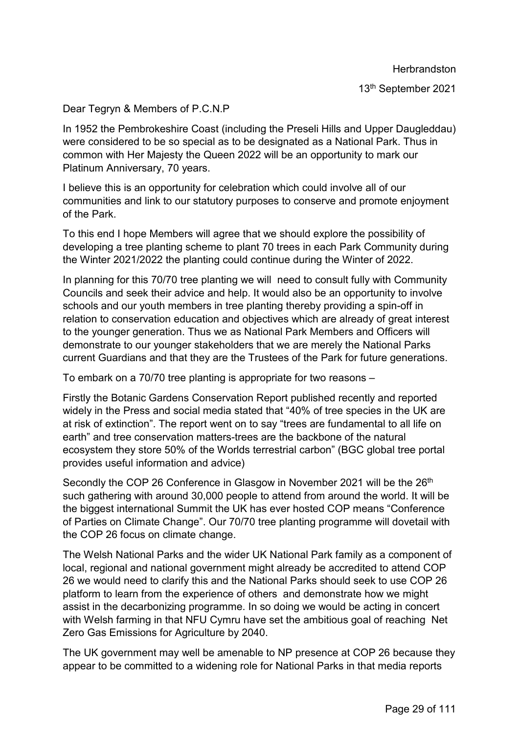Herbrandston

13th September 2021

Dear Tegryn & Members of P.C.N.P

In 1952 the Pembrokeshire Coast (including the Preseli Hills and Upper Daugleddau) were considered to be so special as to be designated as a National Park. Thus in common with Her Majesty the Queen 2022 will be an opportunity to mark our Platinum Anniversary, 70 years.

I believe this is an opportunity for celebration which could involve all of our communities and link to our statutory purposes to conserve and promote enjoyment of the Park.

To this end I hope Members will agree that we should explore the possibility of developing a tree planting scheme to plant 70 trees in each Park Community during the Winter 2021/2022 the planting could continue during the Winter of 2022.

In planning for this 70/70 tree planting we will need to consult fully with Community Councils and seek their advice and help. It would also be an opportunity to involve schools and our youth members in tree planting thereby providing a spin-off in relation to conservation education and objectives which are already of great interest to the younger generation. Thus we as National Park Members and Officers will demonstrate to our younger stakeholders that we are merely the National Parks current Guardians and that they are the Trustees of the Park for future generations.

To embark on a 70/70 tree planting is appropriate for two reasons –

Firstly the Botanic Gardens Conservation Report published recently and reported widely in the Press and social media stated that "40% of tree species in the UK are at risk of extinction". The report went on to say "trees are fundamental to all life on earth" and tree conservation matters-trees are the backbone of the natural ecosystem they store 50% of the Worlds terrestrial carbon" (BGC global tree portal provides useful information and advice)

Secondly the COP 26 Conference in Glasgow in November 2021 will be the 26th such gathering with around 30,000 people to attend from around the world. It will be the biggest international Summit the UK has ever hosted COP means "Conference of Parties on Climate Change". Our 70/70 tree planting programme will dovetail with the COP 26 focus on climate change.

The Welsh National Parks and the wider UK National Park family as a component of local, regional and national government might already be accredited to attend COP 26 we would need to clarify this and the National Parks should seek to use COP 26 platform to learn from the experience of others and demonstrate how we might assist in the decarbonizing programme. In so doing we would be acting in concert with Welsh farming in that NFU Cymru have set the ambitious goal of reaching Net Zero Gas Emissions for Agriculture by 2040.

The UK government may well be amenable to NP presence at COP 26 because they appear to be committed to a widening role for National Parks in that media reports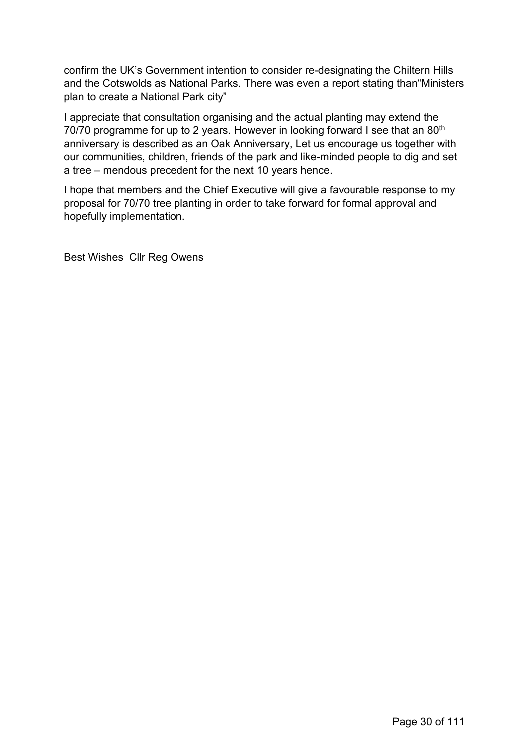confirm the UK's Government intention to consider re-designating the Chiltern Hills and the Cotswolds as National Parks. There was even a report stating than"Ministers plan to create a National Park city"

I appreciate that consultation organising and the actual planting may extend the 70/70 programme for up to 2 years. However in looking forward I see that an 80th anniversary is described as an Oak Anniversary, Let us encourage us together with our communities, children, friends of the park and like-minded people to dig and set a tree – mendous precedent for the next 10 years hence.

I hope that members and the Chief Executive will give a favourable response to my proposal for 70/70 tree planting in order to take forward for formal approval and hopefully implementation.

Best Wishes Cllr Reg Owens